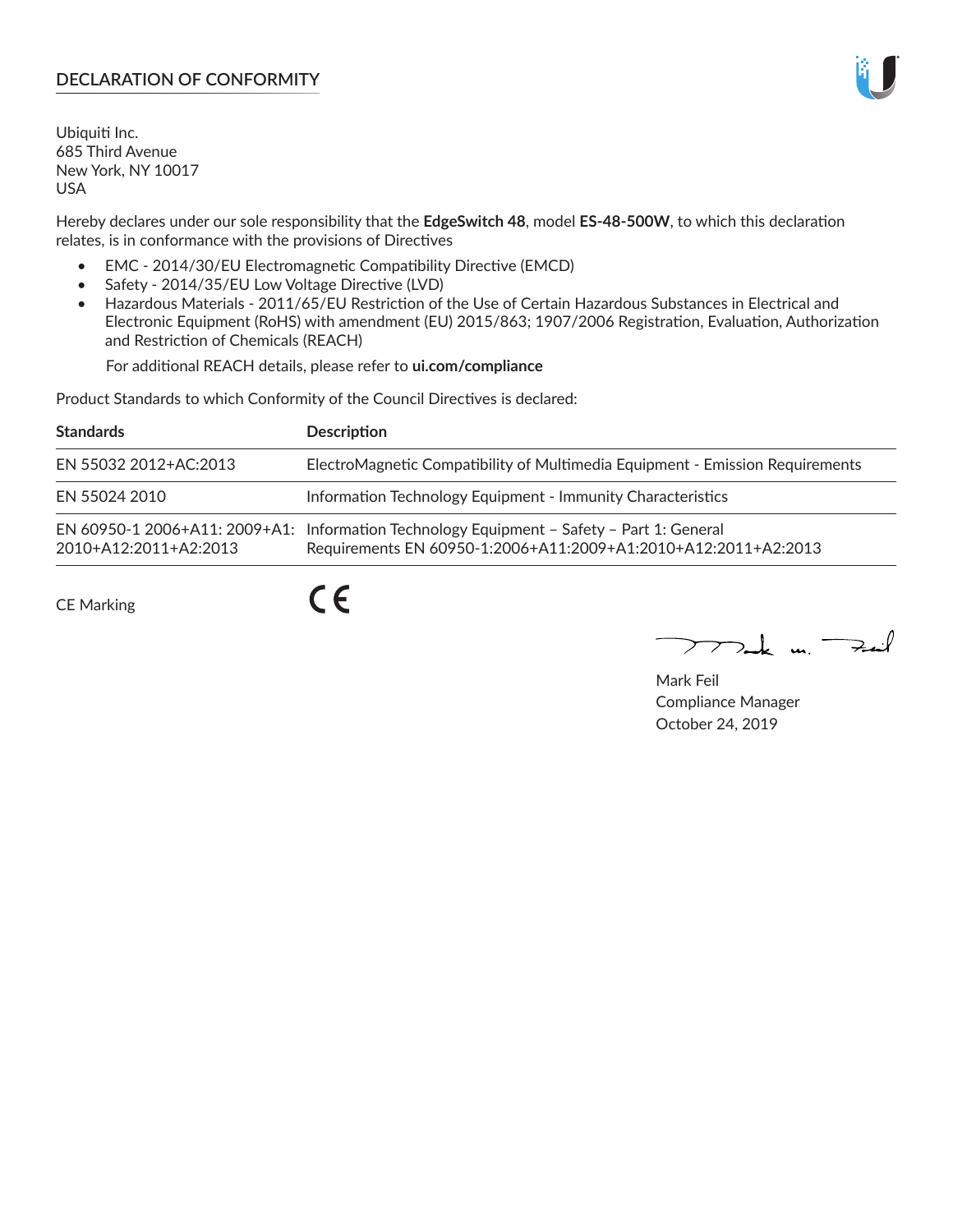## DECLARATION OF CONFORMITY

Ubiquiti Inc.
685 Third Avenue
New York, NY 10017
USA

Hereby declares under our sole responsibility that the **EdgeSwitch 48**, model **ES-48-500W**, to which this declaration relates, is in conformance with the provisions of Directives

- EMC - 2014/30/EU Electromagnetic Compatibility Directive (EMCD)
- Safety - 2014/35/EU Low Voltage Directive (LVD)
- Hazardous Materials - 2011/65/EU Restriction of the Use of Certain Hazardous Substances in Electrical and Electronic Equipment (RoHS) with amendment (EU) 2015/863; 1907/2006 Registration, Evaluation, Authorization and Restriction of Chemicals (REACH)

  For additional REACH details, please refer to **ui.com/compliance**

Product Standards to which Conformity of the Council Directives is declared:

| Standards | Description |
|---|---|
| EN 55032 2012+AC:2013 | ElectroMagnetic Compatibility of Multimedia Equipment - Emission Requirements |
| EN 55024 2010 | Information Technology Equipment - Immunity Characteristics |
| EN 60950-1 2006+A11: 2009+A1: 2010+A12:2011+A2:2013 | Information Technology Equipment – Safety – Part 1: General Requirements EN 60950-1:2006+A11:2009+A1:2010+A12:2011+A2:2013 |

CE Marking CE

Mark Feil
Compliance Manager
October 24, 2019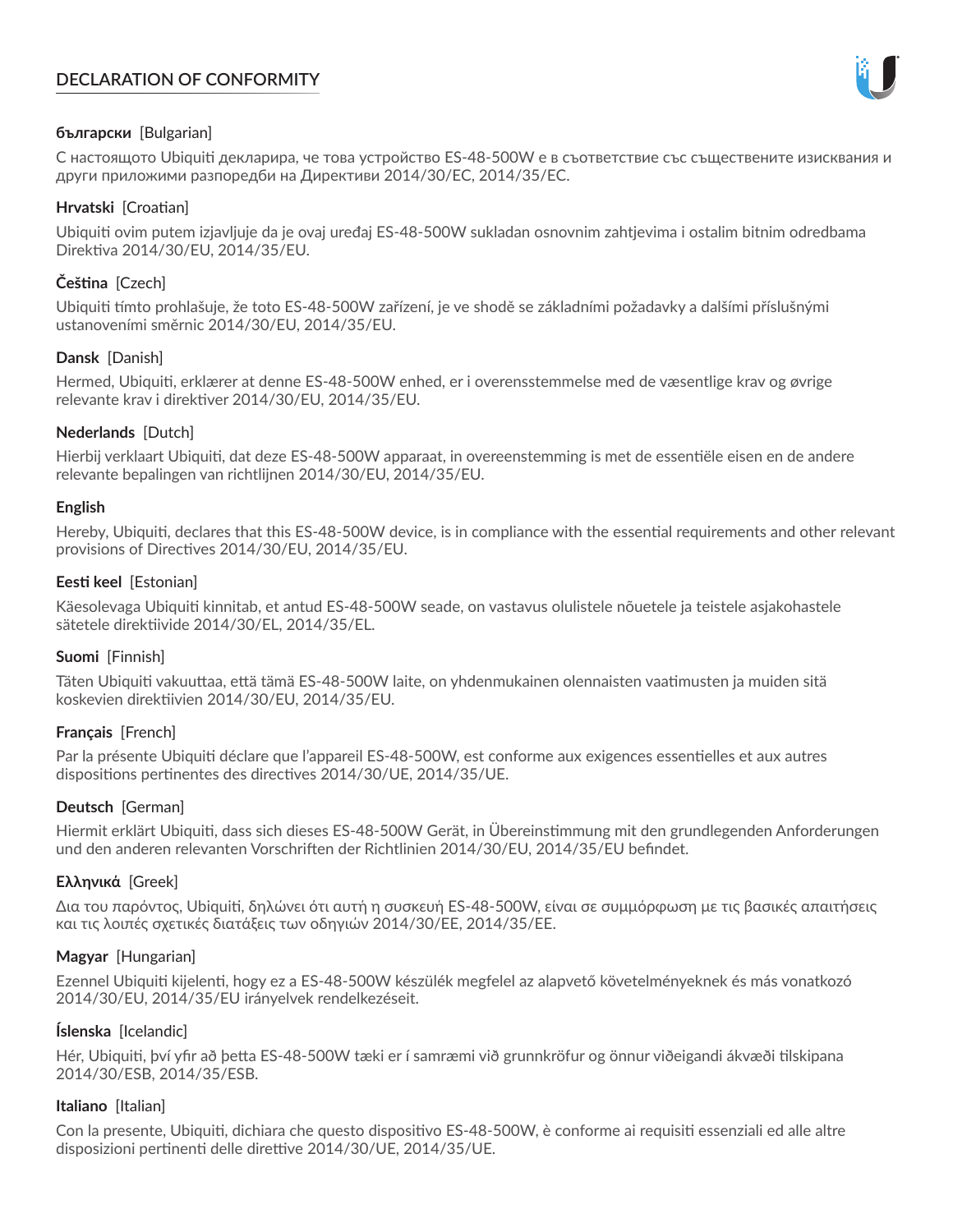# DECLARATION OF CONFORMITY

**български** [Bulgarian]

С настоящото Ubiquiti декларира, че това устройство ES-48-500W е в съответствие със съществените изисквания и други приложими разпоредби на Директиви 2014/30/ЕС, 2014/35/ЕС.

**Hrvatski** [Croatian]

Ubiquiti ovim putem izjavljuje da je ovaj uređaj ES-48-500W sukladan osnovnim zahtjevima i ostalim bitnim odredbama Direktiva 2014/30/EU, 2014/35/EU.

**Čeština** [Czech]

Ubiquiti tímto prohlašuje, že toto ES-48-500W zařízení, je ve shodě se základními požadavky a dalšími příslušnými ustanoveními směrnic 2014/30/EU, 2014/35/EU.

**Dansk** [Danish]

Hermed, Ubiquiti, erklærer at denne ES-48-500W enhed, er i overensstemmelse med de væsentlige krav og øvrige relevante krav i direktiver 2014/30/EU, 2014/35/EU.

**Nederlands** [Dutch]

Hierbij verklaart Ubiquiti, dat deze ES-48-500W apparaat, in overeenstemming is met de essentiële eisen en de andere relevante bepalingen van richtlijnen 2014/30/EU, 2014/35/EU.

**English**

Hereby, Ubiquiti, declares that this ES-48-500W device, is in compliance with the essential requirements and other relevant provisions of Directives 2014/30/EU, 2014/35/EU.

**Eesti keel** [Estonian]

Käesolevaga Ubiquiti kinnitab, et antud ES-48-500W seade, on vastavus olulistele nõuetele ja teistele asjakohastele sätetele direktiivide 2014/30/EL, 2014/35/EL.

**Suomi** [Finnish]

Täten Ubiquiti vakuuttaa, että tämä ES-48-500W laite, on yhdenmukainen olennaisten vaatimusten ja muiden sitä koskevien direktiivien 2014/30/EU, 2014/35/EU.

**Français** [French]

Par la présente Ubiquiti déclare que l'appareil ES-48-500W, est conforme aux exigences essentielles et aux autres dispositions pertinentes des directives 2014/30/UE, 2014/35/UE.

**Deutsch** [German]

Hiermit erklärt Ubiquiti, dass sich dieses ES-48-500W Gerät, in Übereinstimmung mit den grundlegenden Anforderungen und den anderen relevanten Vorschriften der Richtlinien 2014/30/EU, 2014/35/EU befindet.

**Ελληνικά** [Greek]

Δια του παρόντος, Ubiquiti, δηλώνει ότι αυτή η συσκευή ES-48-500W, είναι σε συμμόρφωση με τις βασικές απαιτήσεις και τις λοιπές σχετικές διατάξεις των οδηγιών 2014/30/EE, 2014/35/EE.

**Magyar** [Hungarian]

Ezennel Ubiquiti kijelenti, hogy ez a ES-48-500W készülék megfelel az alapvető követelményeknek és más vonatkozó 2014/30/EU, 2014/35/EU irányelvek rendelkezéseit.

**Íslenska** [Icelandic]

Hér, Ubiquiti, því yfir að þetta ES-48-500W tæki er í samræmi við grunnkröfur og önnur viðeigandi ákvæði tilskipana 2014/30/ESB, 2014/35/ESB.

**Italiano** [Italian]

Con la presente, Ubiquiti, dichiara che questo dispositivo ES-48-500W, è conforme ai requisiti essenziali ed alle altre disposizioni pertinenti delle direttive 2014/30/UE, 2014/35/UE.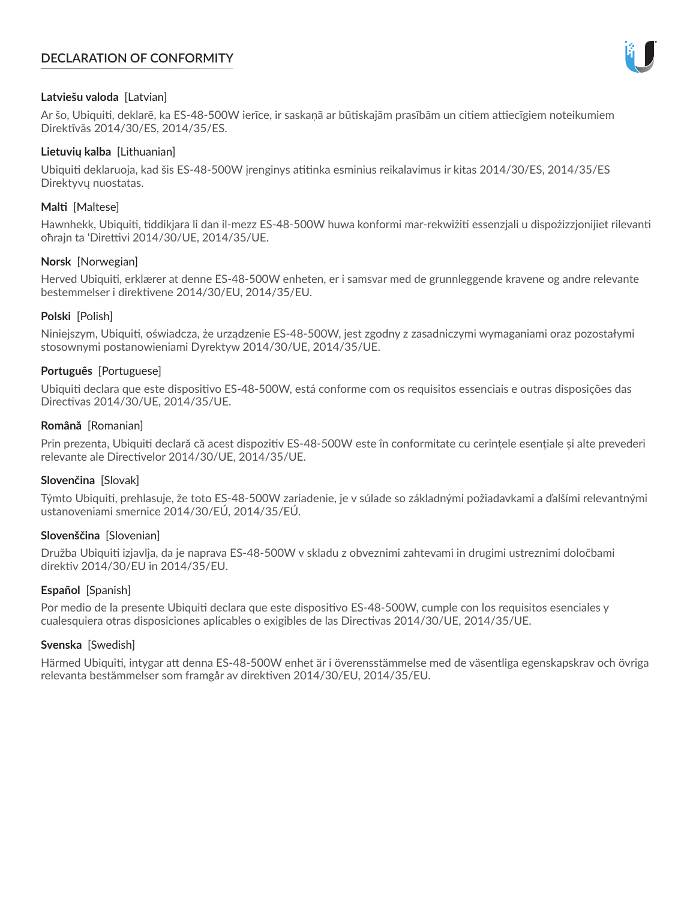# DECLARATION OF CONFORMITY

**Latviešu valoda** [Latvian]

Ar šo, Ubiquiti, deklarē, ka ES-48-500W ierīce, ir saskaņā ar būtiskajām prasībām un citiem attiecīgiem noteikumiem Direktīvās 2014/30/ES, 2014/35/ES.

**Lietuvių kalba** [Lithuanian]

Ubiquiti deklaruoja, kad šis ES-48-500W įrenginys atitinka esminius reikalavimus ir kitas 2014/30/ES, 2014/35/ES Direktyvų nuostatas.

**Malti** [Maltese]

Hawnhekk, Ubiquiti, tiddikjara li dan il-mezz ES-48-500W huwa konformi mar-rekwiżiti essenzjali u dispożizzjonijiet rilevanti oħrajn ta 'Direttivi 2014/30/UE, 2014/35/UE.

**Norsk** [Norwegian]

Herved Ubiquiti, erklærer at denne ES-48-500W enheten, er i samsvar med de grunnleggende kravene og andre relevante bestemmelser i direktivene 2014/30/EU, 2014/35/EU.

**Polski** [Polish]

Niniejszym, Ubiquiti, oświadcza, że urządzenie ES-48-500W, jest zgodny z zasadniczymi wymaganiami oraz pozostałymi stosownymi postanowieniami Dyrektyw 2014/30/UE, 2014/35/UE.

**Português** [Portuguese]

Ubiquiti declara que este dispositivo ES-48-500W, está conforme com os requisitos essenciais e outras disposições das Directivas 2014/30/UE, 2014/35/UE.

**Română** [Romanian]

Prin prezenta, Ubiquiti declară că acest dispozitiv ES-48-500W este în conformitate cu cerințele esențiale și alte prevederi relevante ale Directivelor 2014/30/UE, 2014/35/UE.

**Slovenčina** [Slovak]

Týmto Ubiquiti, prehlasuje, že toto ES-48-500W zariadenie, je v súlade so základnými požiadavkami a ďalšími relevantnými ustanoveniami smernice 2014/30/EÚ, 2014/35/EÚ.

**Slovenščina** [Slovenian]

Družba Ubiquiti izjavlja, da je naprava ES-48-500W v skladu z obveznimi zahtevami in drugimi ustreznimi določbami direktiv 2014/30/EU in 2014/35/EU.

**Español** [Spanish]

Por medio de la presente Ubiquiti declara que este dispositivo ES-48-500W, cumple con los requisitos esenciales y cualesquiera otras disposiciones aplicables o exigibles de las Directivas 2014/30/UE, 2014/35/UE.

**Svenska** [Swedish]

Härmed Ubiquiti, intygar att denna ES-48-500W enhet är i överensstämmelse med de väsentliga egenskapskrav och övriga relevanta bestämmelser som framgår av direktiven 2014/30/EU, 2014/35/EU.